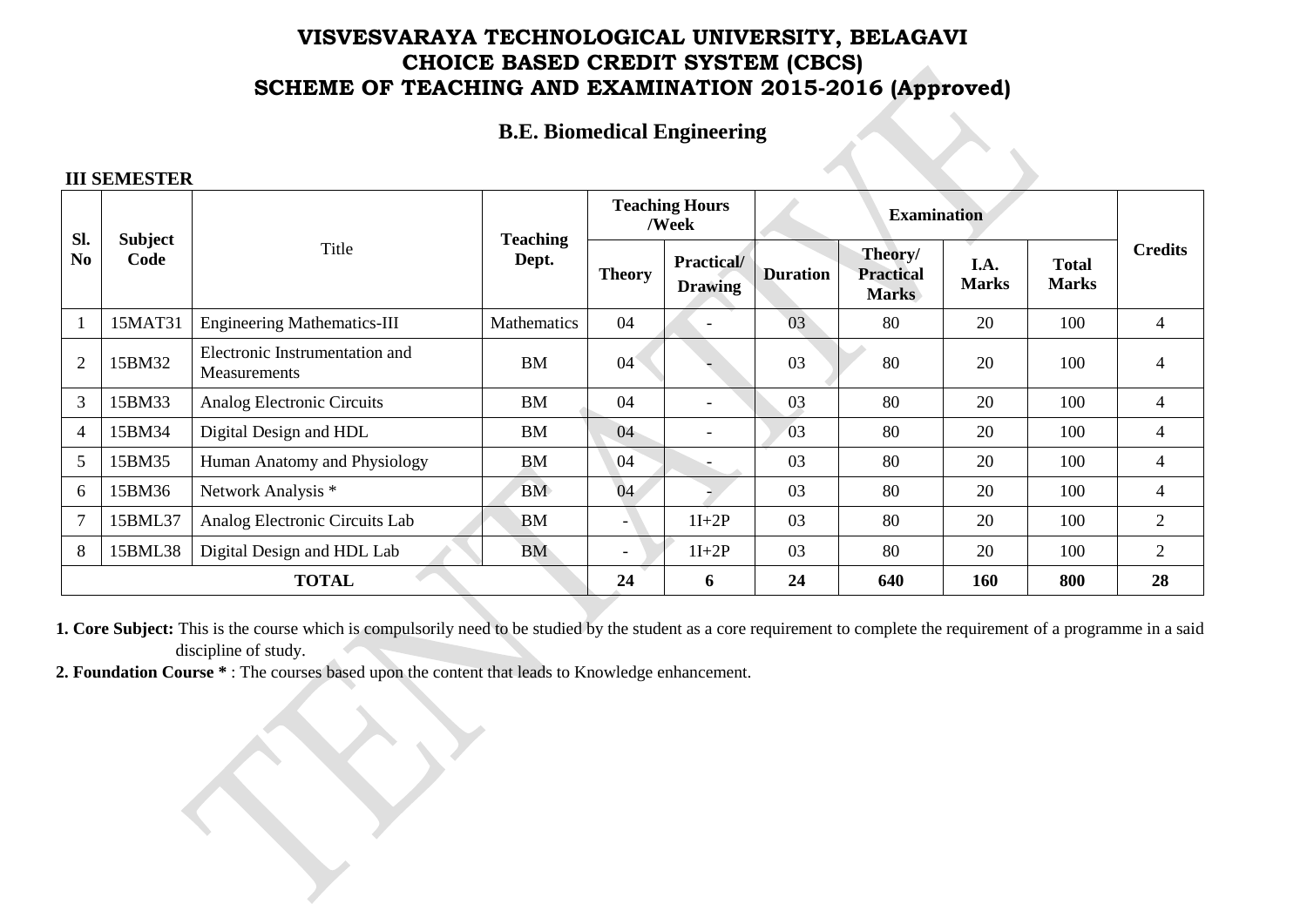# VISVESVARAYA TECHNOLOGICAL UNIVERSITY, BELAGAVI
# CHOICE BASED CREDIT SYSTEM (CBCS)
# SCHEME OF TEACHING AND EXAMINATION 2015-2016 (Approved)

## B.E. Biomedical Engineering

**III SEMESTER**

| Sl. No | Subject Code | Title | Teaching Dept. | Teaching Hours /Week | | Examination | | | | Credits |
|---|---|---|---|---|---|---|---|---|---|---|
| | | | | Theory | Practical/ Drawing | Duration | Theory/ Practical Marks | I.A. Marks | Total Marks | |
| 1 | 15MAT31 | Engineering Mathematics-III | Mathematics | 04 | - | 03 | 80 | 20 | 100 | 4 |
| 2 | 15BM32 | Electronic Instrumentation and Measurements | BM | 04 | - | 03 | 80 | 20 | 100 | 4 |
| 3 | 15BM33 | Analog Electronic Circuits | BM | 04 | - | 03 | 80 | 20 | 100 | 4 |
| 4 | 15BM34 | Digital Design and HDL | BM | 04 | - | 03 | 80 | 20 | 100 | 4 |
| 5 | 15BM35 | Human Anatomy and Physiology | BM | 04 | - | 03 | 80 | 20 | 100 | 4 |
| 6 | 15BM36 | Network Analysis * | BM | 04 | - | 03 | 80 | 20 | 100 | 4 |
| 7 | 15BML37 | Analog Electronic Circuits Lab | BM | - | 1I+2P | 03 | 80 | 20 | 100 | 2 |
| 8 | 15BML38 | Digital Design and HDL Lab | BM | - | 1I+2P | 03 | 80 | 20 | 100 | 2 |
| **TOTAL** | | | | **24** | **6** | **24** | **640** | **160** | **800** | **28** |

**1. Core Subject:** This is the course which is compulsorily need to be studied by the student as a core requirement to complete the requirement of a programme in a said discipline of study.

**2. Foundation Course *** : The courses based upon the content that leads to Knowledge enhancement.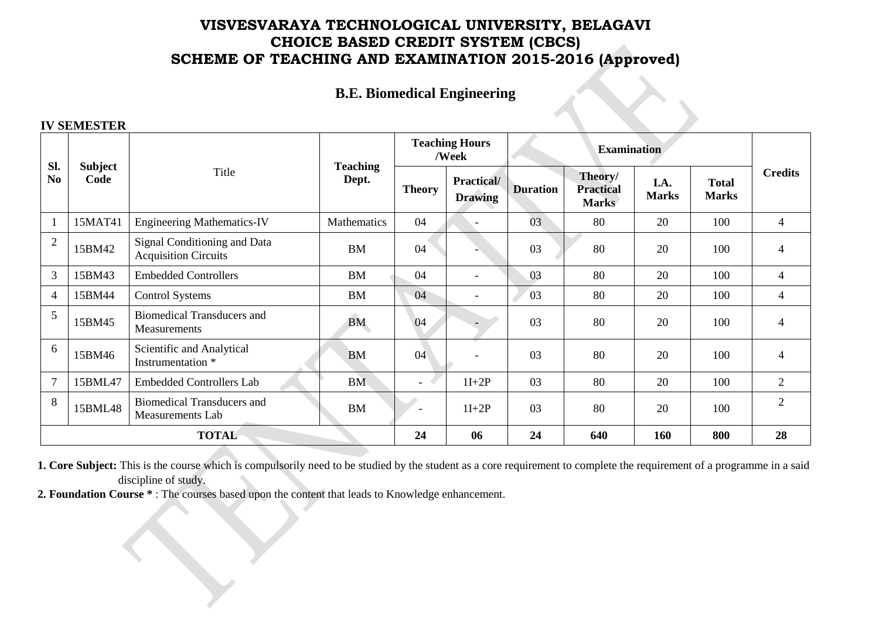# VISVESVARAYA TECHNOLOGICAL UNIVERSITY, BELAGAVI
# CHOICE BASED CREDIT SYSTEM (CBCS)
# SCHEME OF TEACHING AND EXAMINATION 2015-2016 (Approved)

## B.E. Biomedical Engineering

**IV SEMESTER**

| Sl. No | Subject Code | Title | Teaching Dept. | Teaching Hours /Week | | Examination | | | | Credits |
|---|---|---|---|---|---|---|---|---|---|---|
| | | | | Theory | Practical/ Drawing | Duration | Theory/ Practical Marks | I.A. Marks | Total Marks | |
| 1 | 15MAT41 | Engineering Mathematics-IV | Mathematics | 04 | - | 03 | 80 | 20 | 100 | 4 |
| 2 | 15BM42 | Signal Conditioning and Data Acquisition Circuits | BM | 04 | - | 03 | 80 | 20 | 100 | 4 |
| 3 | 15BM43 | Embedded Controllers | BM | 04 | - | 03 | 80 | 20 | 100 | 4 |
| 4 | 15BM44 | Control Systems | BM | 04 | - | 03 | 80 | 20 | 100 | 4 |
| 5 | 15BM45 | Biomedical Transducers and Measurements | BM | 04 | - | 03 | 80 | 20 | 100 | 4 |
| 6 | 15BM46 | Scientific and Analytical Instrumentation * | BM | 04 | - | 03 | 80 | 20 | 100 | 4 |
| 7 | 15BML47 | Embedded Controllers Lab | BM | - | 1I+2P | 03 | 80 | 20 | 100 | 2 |
| 8 | 15BML48 | Biomedical Transducers and Measurements Lab | BM | - | 1I+2P | 03 | 80 | 20 | 100 | 2 |
| **TOTAL** | | | | **24** | **06** | **24** | **640** | **160** | **800** | **28** |

**1. Core Subject:** This is the course which is compulsorily need to be studied by the student as a core requirement to complete the requirement of a programme in a said discipline of study.

**2. Foundation Course *** : The courses based upon the content that leads to Knowledge enhancement.